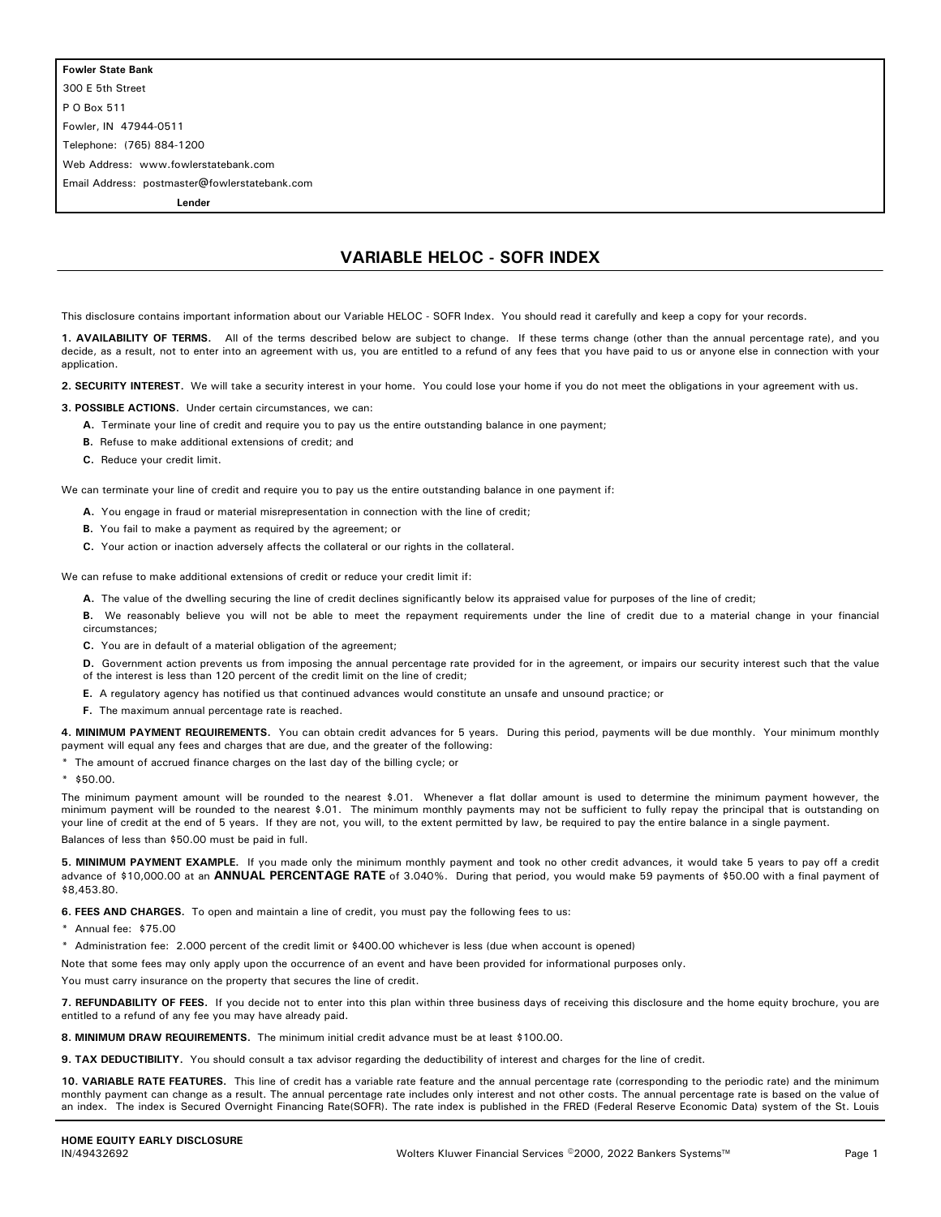**Fowler State Bank**
300 E 5th Street
P O Box 511
Fowler, IN 47944-0511
Telephone: (765) 884-1200
Web Address: www.fowlerstatebank.com
Email Address: postmaster@fowlerstatebank.com

**Lender**

# VARIABLE HELOC - SOFR INDEX

This disclosure contains important information about our Variable HELOC - SOFR Index. You should read it carefully and keep a copy for your records.

**1. AVAILABILITY OF TERMS.** All of the terms described below are subject to change. If these terms change (other than the annual percentage rate), and you decide, as a result, not to enter into an agreement with us, you are entitled to a refund of any fees that you have paid to us or anyone else in connection with your application.

**2. SECURITY INTEREST.** We will take a security interest in your home. You could lose your home if you do not meet the obligations in your agreement with us.

**3. POSSIBLE ACTIONS.** Under certain circumstances, we can:

**A.** Terminate your line of credit and require you to pay us the entire outstanding balance in one payment;

**B.** Refuse to make additional extensions of credit; and

**C.** Reduce your credit limit.

We can terminate your line of credit and require you to pay us the entire outstanding balance in one payment if:

**A.** You engage in fraud or material misrepresentation in connection with the line of credit;

**B.** You fail to make a payment as required by the agreement; or

**C.** Your action or inaction adversely affects the collateral or our rights in the collateral.

We can refuse to make additional extensions of credit or reduce your credit limit if:

**A.** The value of the dwelling securing the line of credit declines significantly below its appraised value for purposes of the line of credit;

**B.** We reasonably believe you will not be able to meet the repayment requirements under the line of credit due to a material change in your financial circumstances;

**C.** You are in default of a material obligation of the agreement;

**D.** Government action prevents us from imposing the annual percentage rate provided for in the agreement, or impairs our security interest such that the value of the interest is less than 120 percent of the credit limit on the line of credit;

**E.** A regulatory agency has notified us that continued advances would constitute an unsafe and unsound practice; or

**F.** The maximum annual percentage rate is reached.

**4. MINIMUM PAYMENT REQUIREMENTS.** You can obtain credit advances for 5 years. During this period, payments will be due monthly. Your minimum monthly payment will equal any fees and charges that are due, and the greater of the following:

* The amount of accrued finance charges on the last day of the billing cycle; or
* $50.00.

The minimum payment amount will be rounded to the nearest $.01. Whenever a flat dollar amount is used to determine the minimum payment however, the minimum payment will be rounded to the nearest $.01. The minimum monthly payments may not be sufficient to fully repay the principal that is outstanding on your line of credit at the end of 5 years. If they are not, you will, to the extent permitted by law, be required to pay the entire balance in a single payment.

Balances of less than $50.00 must be paid in full.

**5. MINIMUM PAYMENT EXAMPLE.** If you made only the minimum monthly payment and took no other credit advances, it would take 5 years to pay off a credit advance of $10,000.00 at an **ANNUAL PERCENTAGE RATE** of 3.040%. During that period, you would make 59 payments of $50.00 with a final payment of $8,453.80.

**6. FEES AND CHARGES.** To open and maintain a line of credit, you must pay the following fees to us:

* Annual fee: $75.00
* Administration fee: 2.000 percent of the credit limit or $400.00 whichever is less (due when account is opened)

Note that some fees may only apply upon the occurrence of an event and have been provided for informational purposes only.

You must carry insurance on the property that secures the line of credit.

**7. REFUNDABILITY OF FEES.** If you decide not to enter into this plan within three business days of receiving this disclosure and the home equity brochure, you are entitled to a refund of any fee you may have already paid.

**8. MINIMUM DRAW REQUIREMENTS.** The minimum initial credit advance must be at least $100.00.

**9. TAX DEDUCTIBILITY.** You should consult a tax advisor regarding the deductibility of interest and charges for the line of credit.

**10. VARIABLE RATE FEATURES.** This line of credit has a variable rate feature and the annual percentage rate (corresponding to the periodic rate) and the minimum monthly payment can change as a result. The annual percentage rate includes only interest and not other costs. The annual percentage rate is based on the value of an index. The index is Secured Overnight Financing Rate(SOFR). The rate index is published in the FRED (Federal Reserve Economic Data) system of the St. Louis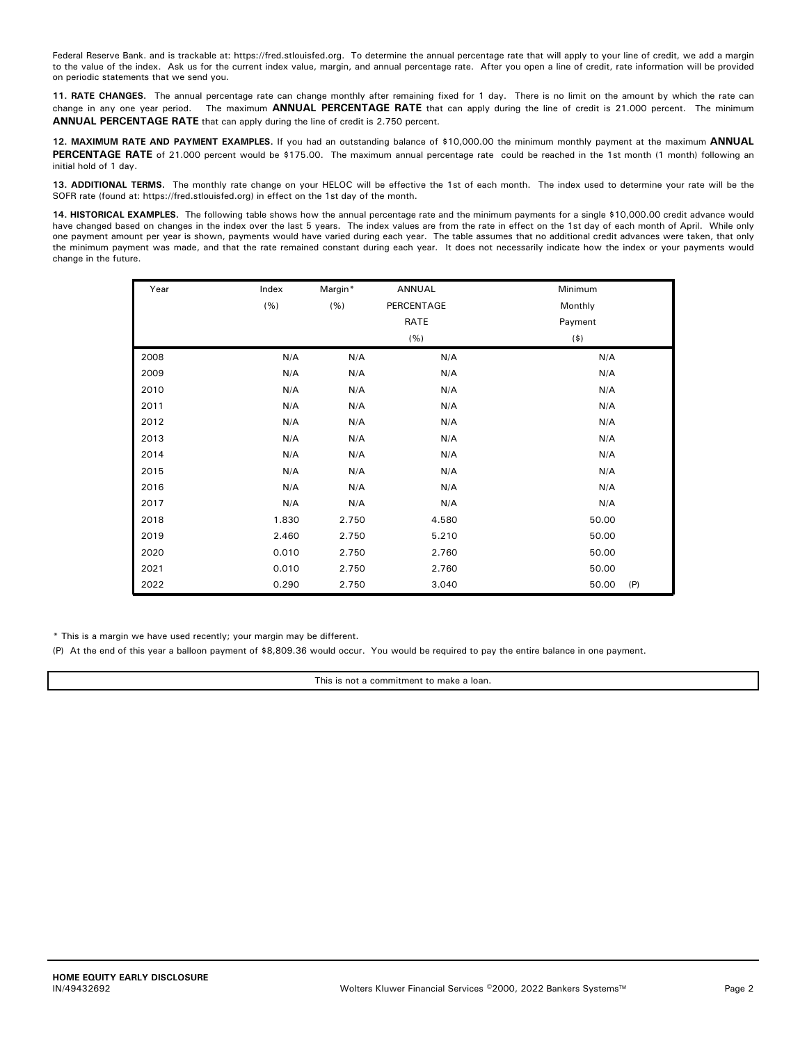Federal Reserve Bank. and is trackable at: https://fred.stlouisfed.org. To determine the annual percentage rate that will apply to your line of credit, we add a margin to the value of the index. Ask us for the current index value, margin, and annual percentage rate. After you open a line of credit, rate information will be provided on periodic statements that we send you.

**11. RATE CHANGES.** The annual percentage rate can change monthly after remaining fixed for 1 day. There is no limit on the amount by which the rate can change in any one year period. The maximum **ANNUAL PERCENTAGE RATE** that can apply during the line of credit is 21.000 percent. The minimum **ANNUAL PERCENTAGE RATE** that can apply during the line of credit is 2.750 percent.

**12. MAXIMUM RATE AND PAYMENT EXAMPLES.** If you had an outstanding balance of $10,000.00 the minimum monthly payment at the maximum **ANNUAL PERCENTAGE RATE** of 21.000 percent would be $175.00. The maximum annual percentage rate could be reached in the 1st month (1 month) following an initial hold of 1 day.

**13. ADDITIONAL TERMS.** The monthly rate change on your HELOC will be effective the 1st of each month. The index used to determine your rate will be the SOFR rate (found at: https://fred.stlouisfed.org) in effect on the 1st day of the month.

**14. HISTORICAL EXAMPLES.** The following table shows how the annual percentage rate and the minimum payments for a single $10,000.00 credit advance would have changed based on changes in the index over the last 5 years. The index values are from the rate in effect on the 1st day of each month of April. While only one payment amount per year is shown, payments would have varied during each year. The table assumes that no additional credit advances were taken, that only the minimum payment was made, and that the rate remained constant during each year. It does not necessarily indicate how the index or your payments would change in the future.

| Year | Index (%) | Margin* (%) | ANNUAL PERCENTAGE RATE (%) | Minimum Monthly Payment ($) |
|---|---|---|---|---|
| 2008 | N/A | N/A | N/A | N/A |
| 2009 | N/A | N/A | N/A | N/A |
| 2010 | N/A | N/A | N/A | N/A |
| 2011 | N/A | N/A | N/A | N/A |
| 2012 | N/A | N/A | N/A | N/A |
| 2013 | N/A | N/A | N/A | N/A |
| 2014 | N/A | N/A | N/A | N/A |
| 2015 | N/A | N/A | N/A | N/A |
| 2016 | N/A | N/A | N/A | N/A |
| 2017 | N/A | N/A | N/A | N/A |
| 2018 | 1.830 | 2.750 | 4.580 | 50.00 |
| 2019 | 2.460 | 2.750 | 5.210 | 50.00 |
| 2020 | 0.010 | 2.750 | 2.760 | 50.00 |
| 2021 | 0.010 | 2.750 | 2.760 | 50.00 |
| 2022 | 0.290 | 2.750 | 3.040 | 50.00 (P) |

* This is a margin we have used recently; your margin may be different.

(P) At the end of this year a balloon payment of $8,809.36 would occur. You would be required to pay the entire balance in one payment.

This is not a commitment to make a loan.

**HOME EQUITY EARLY DISCLOSURE**
IN/49432692

Wolters Kluwer Financial Services ©2000, 2022 Bankers Systems™